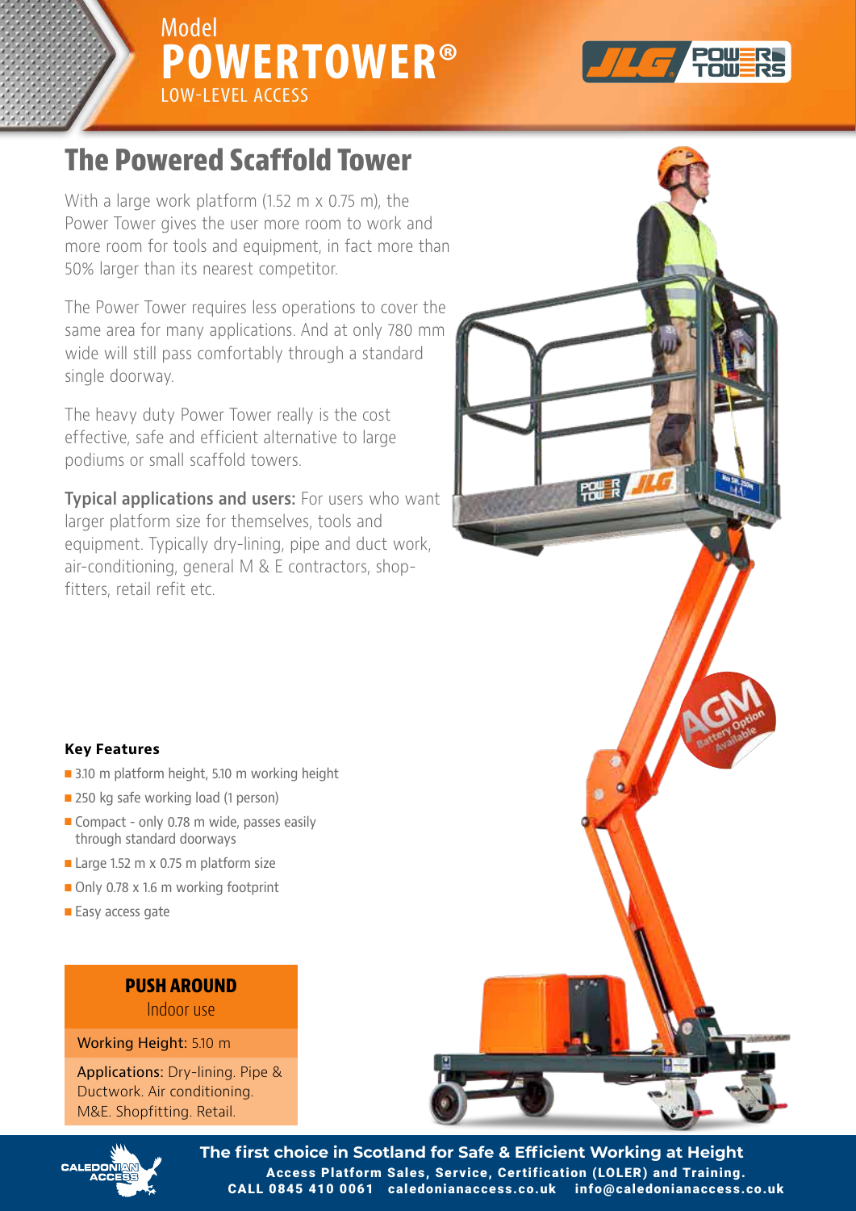Model
# POWERTOWER®
LOW-LEVEL ACCESS

## The Powered Scaffold Tower

With a large work platform (1.52 m x 0.75 m), the Power Tower gives the user more room to work and more room for tools and equipment, in fact more than 50% larger than its nearest competitor.

The Power Tower requires less operations to cover the same area for many applications. And at only 780 mm wide will still pass comfortably through a standard single doorway.

The heavy duty Power Tower really is the cost effective, safe and efficient alternative to large podiums or small scaffold towers.

**Typical applications and users:** For users who want larger platform size for themselves, tools and equipment. Typically dry-lining, pipe and duct work, air-conditioning, general M & E contractors, shop-fitters, retail refit etc.

AGM Battery Option Available

### Key Features

- 3.10 m platform height, 5.10 m working height
- 250 kg safe working load (1 person)
- Compact - only 0.78 m wide, passes easily through standard doorways
- Large 1.52 m x 0.75 m platform size
- Only 0.78 x 1.6 m working footprint
- Easy access gate

**PUSH AROUND**
Indoor use

Working Height: 5.10 m

Applications: Dry-lining. Pipe & Ductwork. Air conditioning. M&E. Shopfitting. Retail.

**The first choice in Scotland for Safe & Efficient Working at Height**
**Access Platform Sales, Service, Certification (LOLER) and Training.**
**CALL 0845 410 0061 caledonianaccess.co.uk info@caledonianaccess.co.uk**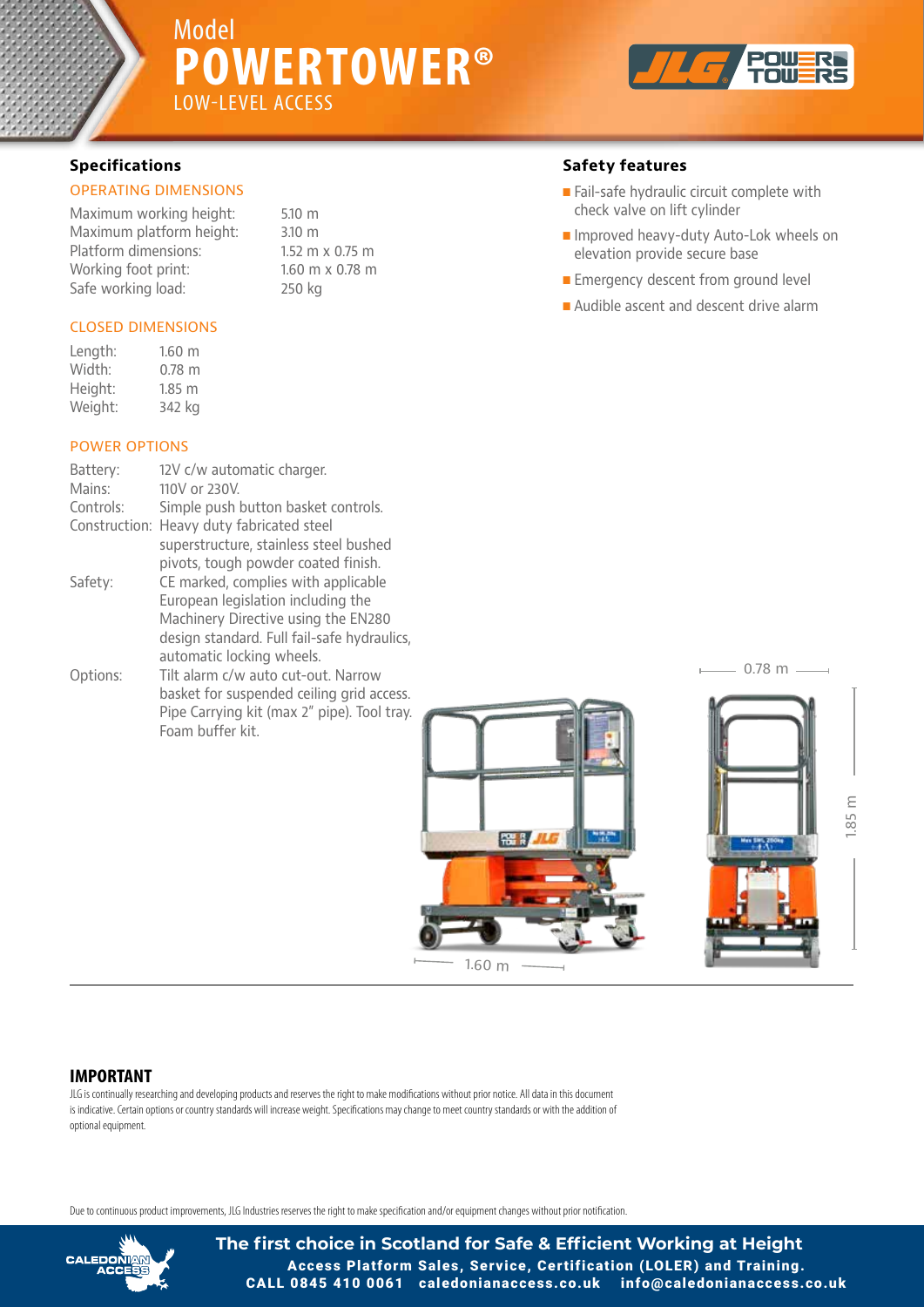# Model POWERTOWER®

LOW-LEVEL ACCESS

## Specifications

### OPERATING DIMENSIONS

| | |
|---|---|
| Maximum working height: | 5.10 m |
| Maximum platform height: | 3.10 m |
| Platform dimensions: | 1.52 m x 0.75 m |
| Working foot print: | 1.60 m x 0.78 m |
| Safe working load: | 250 kg |

### CLOSED DIMENSIONS

| | |
|---|---|
| Length: | 1.60 m |
| Width: | 0.78 m |
| Height: | 1.85 m |
| Weight: | 342 kg |

### POWER OPTIONS

| | |
|---|---|
| Battery: | 12V c/w automatic charger. |
| Mains: | 110V or 230V. |
| Controls: | Simple push button basket controls. |
| Construction: | Heavy duty fabricated steel superstructure, stainless steel bushed pivots, tough powder coated finish. |
| Safety: | CE marked, complies with applicable European legislation including the Machinery Directive using the EN280 design standard. Full fail-safe hydraulics, automatic locking wheels. |
| Options: | Tilt alarm c/w auto cut-out. Narrow basket for suspended ceiling grid access. Pipe Carrying kit (max 2" pipe). Tool tray. Foam buffer kit. |

## Safety features

- Fail-safe hydraulic circuit complete with check valve on lift cylinder
- Improved heavy-duty Auto-Lok wheels on elevation provide secure base
- Emergency descent from ground level
- Audible ascent and descent drive alarm

0.78 m

1.85 m

1.60 m

## IMPORTANT

JLG is continually researching and developing products and reserves the right to make modifications without prior notice. All data in this document is indicative. Certain options or country standards will increase weight. Specifications may change to meet country standards or with the addition of optional equipment.

Due to continuous product improvements, JLG Industries reserves the right to make specification and/or equipment changes without prior notification.

**The first choice in Scotland for Safe & Efficient Working at Height**

**Access Platform Sales, Service, Certification (LOLER) and Training.**

**CALL 0845 410 0061 caledonianaccess.co.uk info@caledonianaccess.co.uk**